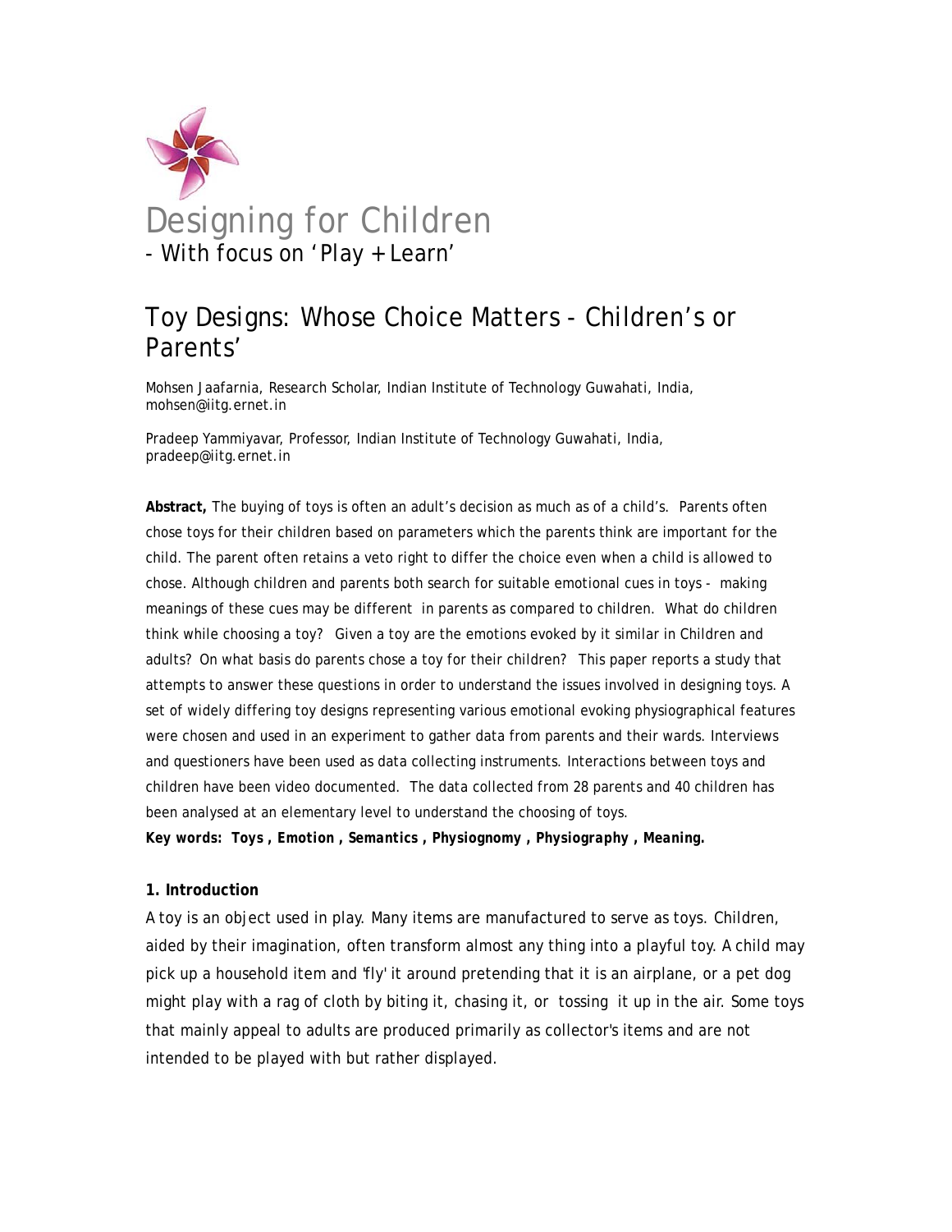# Designing for Children

- With focus on 'Play + Learn'

## Toy Designs: Whose Choice Matters - Children's or Parents'

Mohsen Jaafarnia, Research Scholar, Indian Institute of Technology Guwahati, India, mohsen@iitg.ernet.in

Pradeep Yammiyavar, Professor, Indian Institute of Technology Guwahati, India, pradeep@iitg.ernet.in

**Abstract,** The buying of toys is often an adult's decision as much as of a child's. Parents often chose toys for their children based on parameters which the parents think are important for the child. The parent often retains a veto right to differ the choice even when a child is allowed to chose. Although children and parents both search for suitable emotional cues in toys - making meanings of these cues may be different in parents as compared to children. What do children think while choosing a toy? Given a toy are the emotions evoked by it similar in Children and adults? On what basis do parents chose a toy for their children? This paper reports a study that attempts to answer these questions in order to understand the issues involved in designing toys. A set of widely differing toy designs representing various emotional evoking physiographical features were chosen and used in an experiment to gather data from parents and their wards. Interviews and questioners have been used as data collecting instruments. Interactions between toys and children have been video documented. The data collected from 28 parents and 40 children has been analysed at an elementary level to understand the choosing of toys.

***Key words: Toys , Emotion , Semantics , Physiognomy , Physiography , Meaning.***

### 1. Introduction

A toy is an object used in play. Many items are manufactured to serve as toys. Children, aided by their imagination, often transform almost any thing into a playful toy. A child may pick up a household item and 'fly' it around pretending that it is an airplane, or a pet dog might play with a rag of cloth by biting it, chasing it, or tossing it up in the air. Some toys that mainly appeal to adults are produced primarily as collector's items and are not intended to be played with but rather displayed.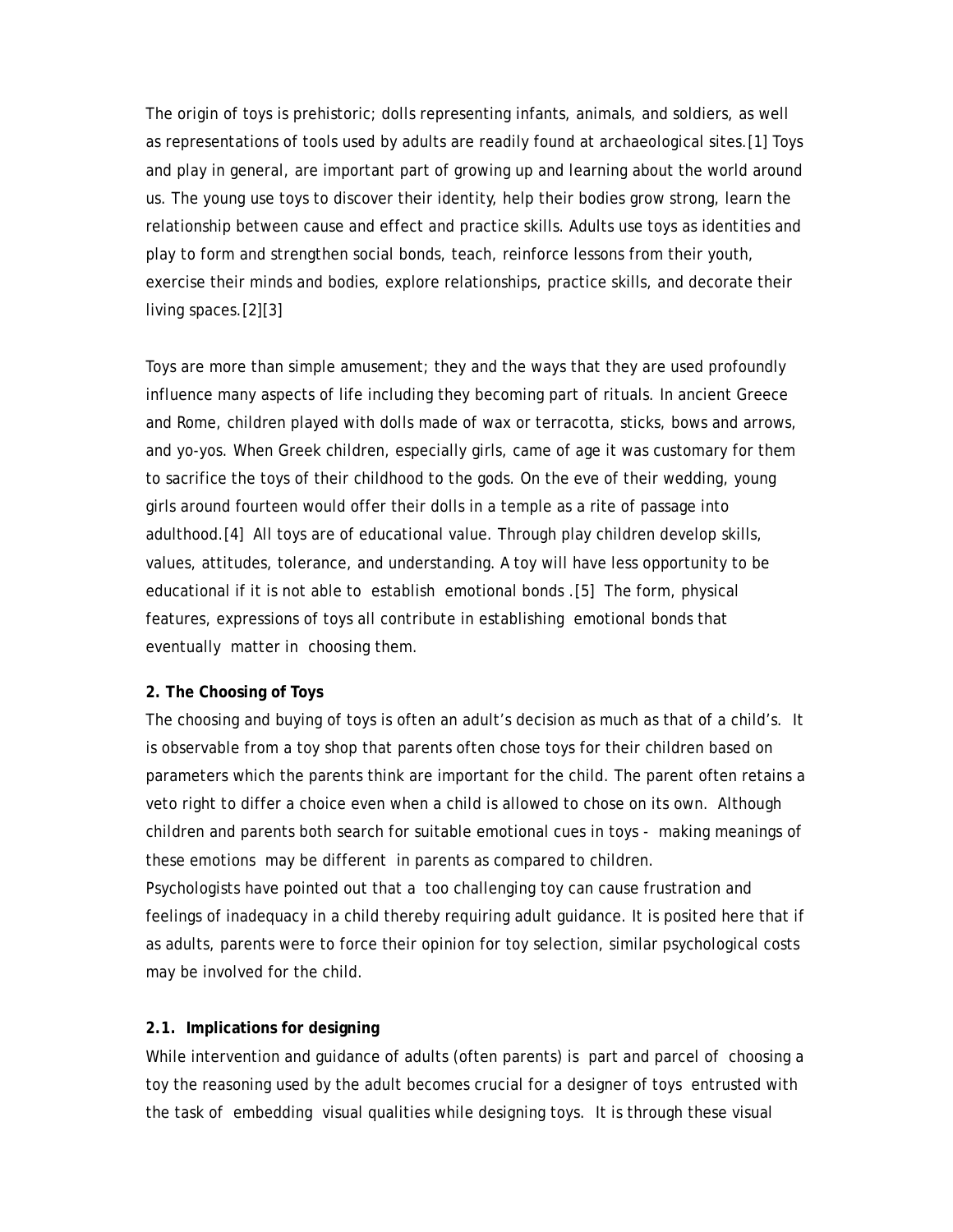The origin of toys is prehistoric; dolls representing infants, animals, and soldiers, as well as representations of tools used by adults are readily found at archaeological sites.[1] Toys and play in general, are important part of growing up and learning about the world around us. The young use toys to discover their identity, help their bodies grow strong, learn the relationship between cause and effect and practice skills. Adults use toys as identities and play to form and strengthen social bonds, teach, reinforce lessons from their youth, exercise their minds and bodies, explore relationships, practice skills, and decorate their living spaces.[2][3]

Toys are more than simple amusement; they and the ways that they are used profoundly influence many aspects of life including they becoming part of rituals. In ancient Greece and Rome, children played with dolls made of wax or terracotta, sticks, bows and arrows, and yo-yos. When Greek children, especially girls, came of age it was customary for them to sacrifice the toys of their childhood to the gods. On the eve of their wedding, young girls around fourteen would offer their dolls in a temple as a rite of passage into adulthood.[4] All toys are of educational value. Through play children develop skills, values, attitudes, tolerance, and understanding. A toy will have less opportunity to be educational if it is not able to establish emotional bonds .[5] The form, physical features, expressions of toys all contribute in establishing emotional bonds that eventually matter in choosing them.

## 2. The Choosing of Toys

The choosing and buying of toys is often an adult's decision as much as that of a child's. It is observable from a toy shop that parents often chose toys for their children based on parameters which the parents think are important for the child. The parent often retains a veto right to differ a choice even when a child is allowed to chose on its own. Although children and parents both search for suitable emotional cues in toys - making meanings of these emotions may be different in parents as compared to children.
Psychologists have pointed out that a too challenging toy can cause frustration and feelings of inadequacy in a child thereby requiring adult guidance. It is posited here that if as adults, parents were to force their opinion for toy selection, similar psychological costs may be involved for the child.

### 2.1. Implications for designing

While intervention and guidance of adults (often parents) is part and parcel of choosing a toy the reasoning used by the adult becomes crucial for a designer of toys entrusted with the task of embedding visual qualities while designing toys. It is through these visual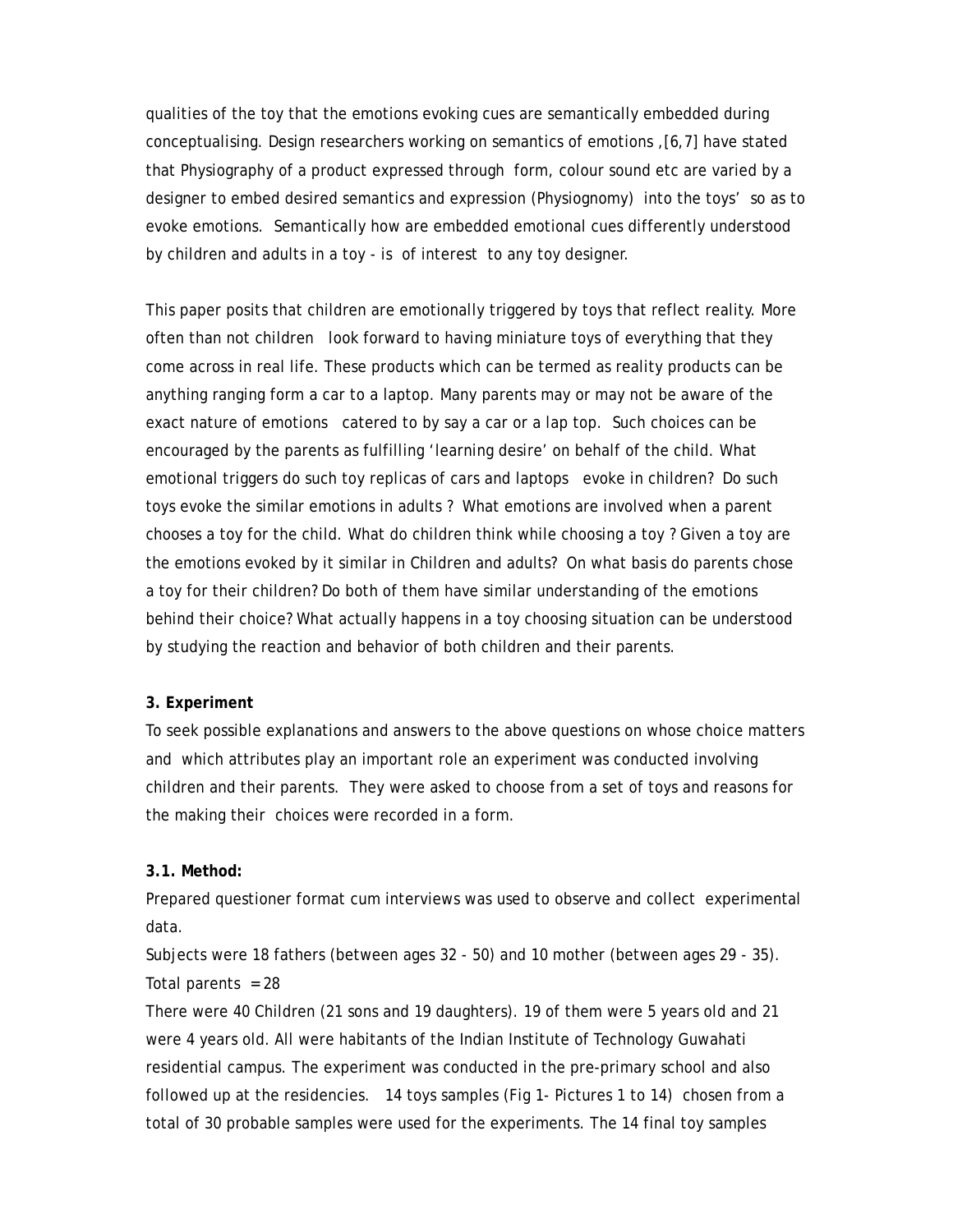qualities of the toy that the emotions evoking cues are semantically embedded during conceptualising. Design researchers working on semantics of emotions ,[6,7] have stated that Physiography of a product expressed through form, colour sound etc are varied by a designer to embed desired semantics and expression (Physiognomy) into the toys' so as to evoke emotions. Semantically how are embedded emotional cues differently understood by children and adults in a toy - is of interest to any toy designer.

This paper posits that children are emotionally triggered by toys that reflect reality. More often than not children look forward to having miniature toys of everything that they come across in real life. These products which can be termed as reality products can be anything ranging form a car to a laptop. Many parents may or may not be aware of the exact nature of emotions catered to by say a car or a lap top. Such choices can be encouraged by the parents as fulfilling 'learning desire' on behalf of the child. What emotional triggers do such toy replicas of cars and laptops evoke in children? Do such toys evoke the similar emotions in adults ? What emotions are involved when a parent chooses a toy for the child. What do children think while choosing a toy ? Given a toy are the emotions evoked by it similar in Children and adults? On what basis do parents chose a toy for their children? Do both of them have similar understanding of the emotions behind their choice? What actually happens in a toy choosing situation can be understood by studying the reaction and behavior of both children and their parents.

**3. Experiment**

To seek possible explanations and answers to the above questions on whose choice matters and which attributes play an important role an experiment was conducted involving children and their parents. They were asked to choose from a set of toys and reasons for the making their choices were recorded in a form.

**3.1. Method:**

Prepared questioner format cum interviews was used to observe and collect experimental data.

Subjects were 18 fathers (between ages 32 - 50) and 10 mother (between ages 29 - 35). Total parents = 28

There were 40 Children (21 sons and 19 daughters). 19 of them were 5 years old and 21 were 4 years old. All were habitants of the Indian Institute of Technology Guwahati residential campus. The experiment was conducted in the pre-primary school and also followed up at the residencies. 14 toys samples (Fig 1- Pictures 1 to 14) chosen from a total of 30 probable samples were used for the experiments. The 14 final toy samples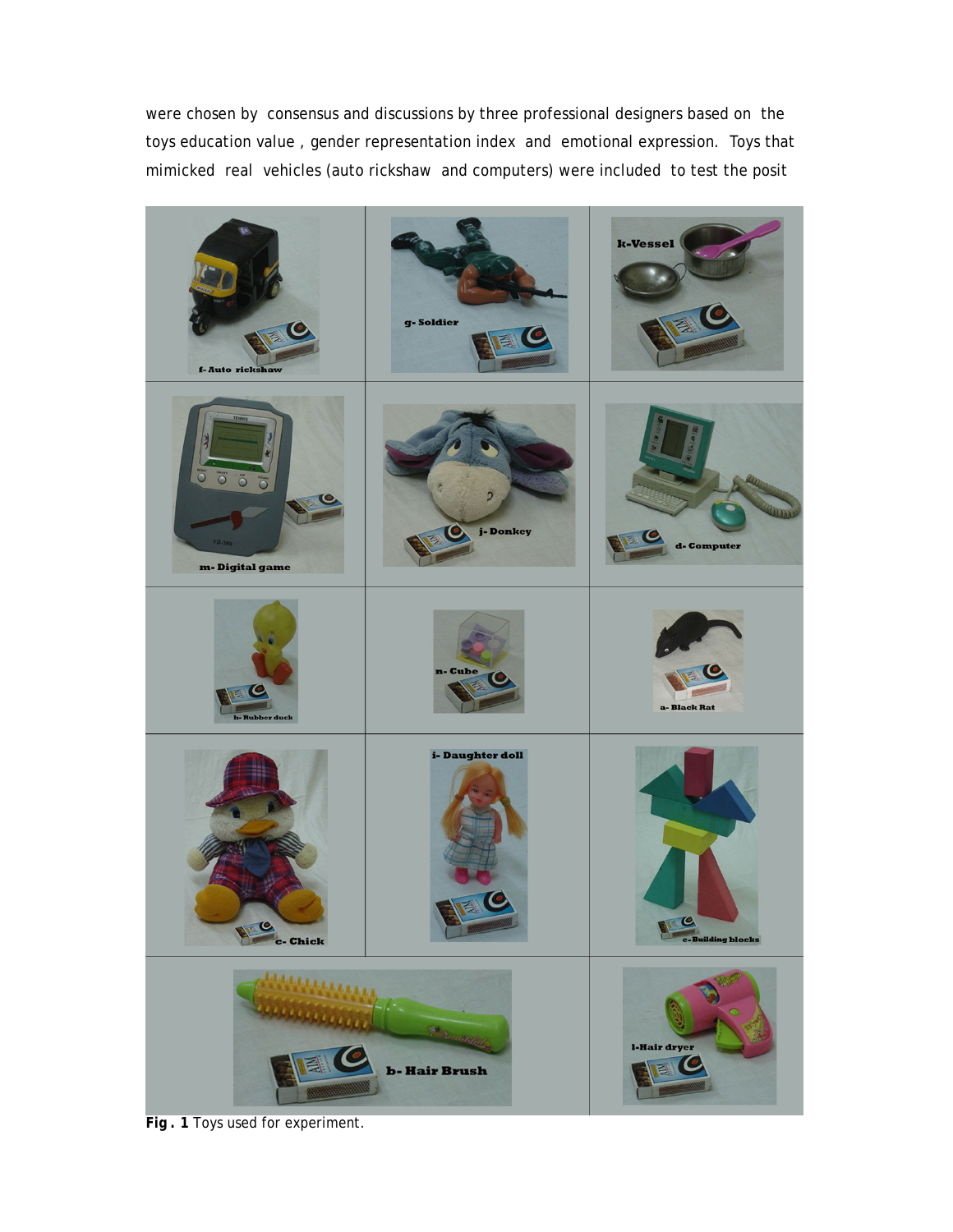were chosen by consensus and discussions by three professional designers based on the toys education value , gender representation index and emotional expression. Toys that mimicked real vehicles (auto rickshaw and computers) were included to test the posit

**Fig . 1** Toys used for experiment.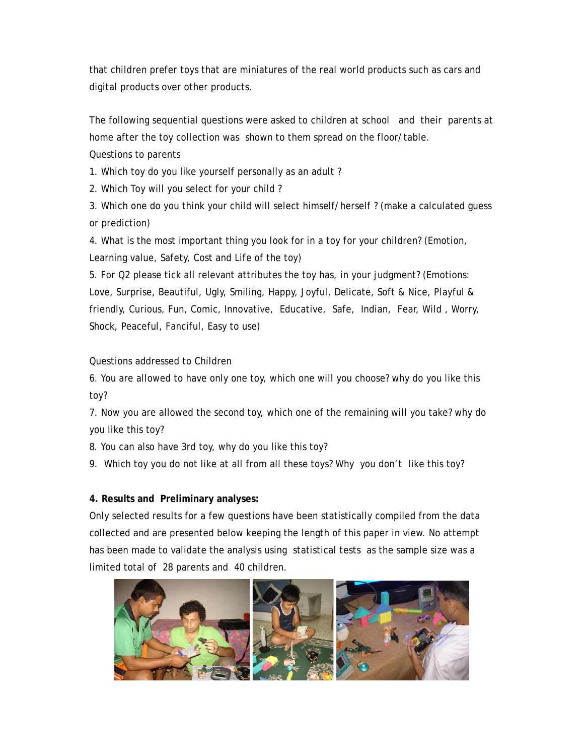that children prefer toys that are miniatures of the real world products such as cars and digital products over other products.

The following sequential questions were asked to children at school and their parents at home after the toy collection was shown to them spread on the floor/table.

Questions to parents

1. Which toy do you like yourself personally as an adult ?
2. Which Toy will you select for your child ?
3. Which one do you think your child will select himself/herself ? (make a calculated guess or prediction)
4. What is the most important thing you look for in a toy for your children? (Emotion, Learning value, Safety, Cost and Life of the toy)
5. For Q2 please tick all relevant attributes the toy has, in your judgment? (Emotions: Love, Surprise, Beautiful, Ugly, Smiling, Happy, Joyful, Delicate, Soft & Nice, Playful & friendly, Curious, Fun, Comic, Innovative, Educative, Safe, Indian, Fear, Wild , Worry, Shock, Peaceful, Fanciful, Easy to use)

Questions addressed to Children

6. You are allowed to have only one toy, which one will you choose? why do you like this toy?
7. Now you are allowed the second toy, which one of the remaining will you take? why do you like this toy?
8. You can also have 3rd toy, why do you like this toy?
9. Which toy you do not like at all from all these toys? Why you don't like this toy?

**4. Results and Preliminary analyses:**

Only selected results for a few questions have been statistically compiled from the data collected and are presented below keeping the length of this paper in view. No attempt has been made to validate the analysis using statistical tests as the sample size was a limited total of 28 parents and 40 children.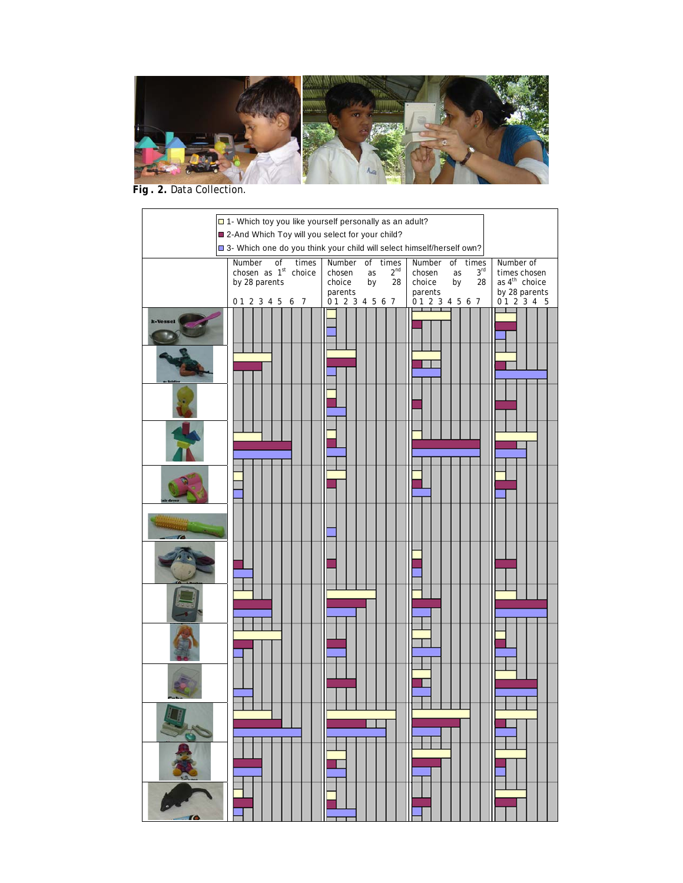**Fig . 2.** Data Collection.

□ 1- Which toy you like yourself personally as an adult?

■ 2-And Which Toy will you select for your child?

■ 3- Which one do you think your child will select himself/herself own?

| | Number of times chosen as 1st choice by 28 parents | Number of times chosen as 2nd choice by 28 parents | Number of times chosen as 3rd choice by 28 parents | Number of times chosen as 4th choice by 28 parents |
|---|---|---|---|---|
| | 0 1 2 3 4 5 6 7 | 0 1 2 3 4 5 6 7 | 0 1 2 3 4 5 6 7 | 0 1 2 3 4 5 |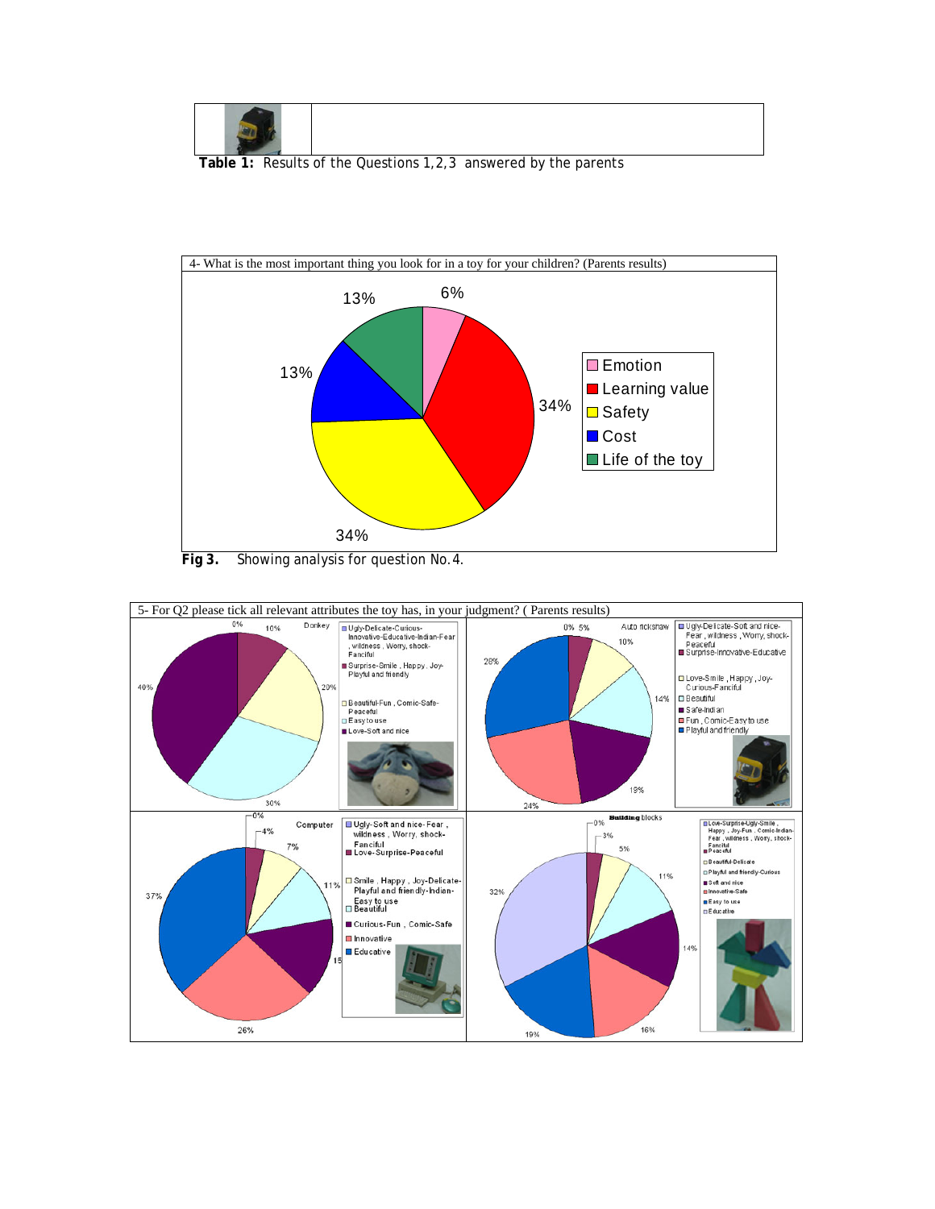| | |
|---|---|
| | |

**Table 1:** Results of the Questions 1,2,3 answered by the parents

4- What is the most important thing you look for in a toy for your children? (Parents results)

| Attribute | Percentage |
|---|---|
| Emotion | 6% |
| Learning value | 34% |
| Safety | 34% |
| Cost | 13% |
| Life of the toy | 13% |

**Fig 3.** Showing analysis for question No.4.

5- For Q2 please tick all relevant attributes the toy has, in your judgment? ( Parents results)

**Donkey**

| Attributes | Percentage |
|---|---|
| Ugly-Delicate-Curious-Innovative-Educative-Indian-Fear , wildness , Worry, shock-Fanciful | 0% |
| Surprise-Smile , Happy , Joy-Playful and friendly | 10% |
| Beautiful-Fun , Comic-Safe-Peaceful | 20% |
| Easy to use | 30% |
| Love-Soft and nice | 40% |

**Auto rickshaw**

| Attributes | Percentage |
|---|---|
| Ugly-Delicate-Soft and nice-Fear , wildness , Worry, shock-Peaceful | 0% |
| Surprise-Innovative-Educative | 5% |
| Love-Smile , Happy , Joy-Curious-Fanciful | 10% |
| Beautiful | 14% |
| Safe-Indian | 19% |
| Fun , Comic-Easy to use | 24% |
| Playful and friendly | 28% |

**Computer**

| Attributes | Percentage |
|---|---|
| Ugly-Soft and nice- Fear , wildness , Worry, shock-Fanciful | 0% |
| Love-Surprise-Peaceful | 4% |
| Smile , Happy , Joy-Delicate-Playful and friendly-Indian-Easy to use | 7% |
| Beautiful | 11% |
| Curious-Fun , Comic-Safe | 15 |
| Innovative | 26% |
| Educative | 37% |

**Building blocks**

| Attributes | Percentage |
|---|---|
| Love-Surprise-Ugly-Smile , Happy , Joy-Fun , Comic-Indian-Fear , wildness , Worry, shock-Fanciful | 0% |
| Peaceful | 3% |
| Beautiful-Delicate | 5% |
| Playful and friendly-Curious | 11% |
| Soft and nice | 14% |
| Innovative-Safe | 16% |
| Easy to use | 19% |
| Educative | 32% |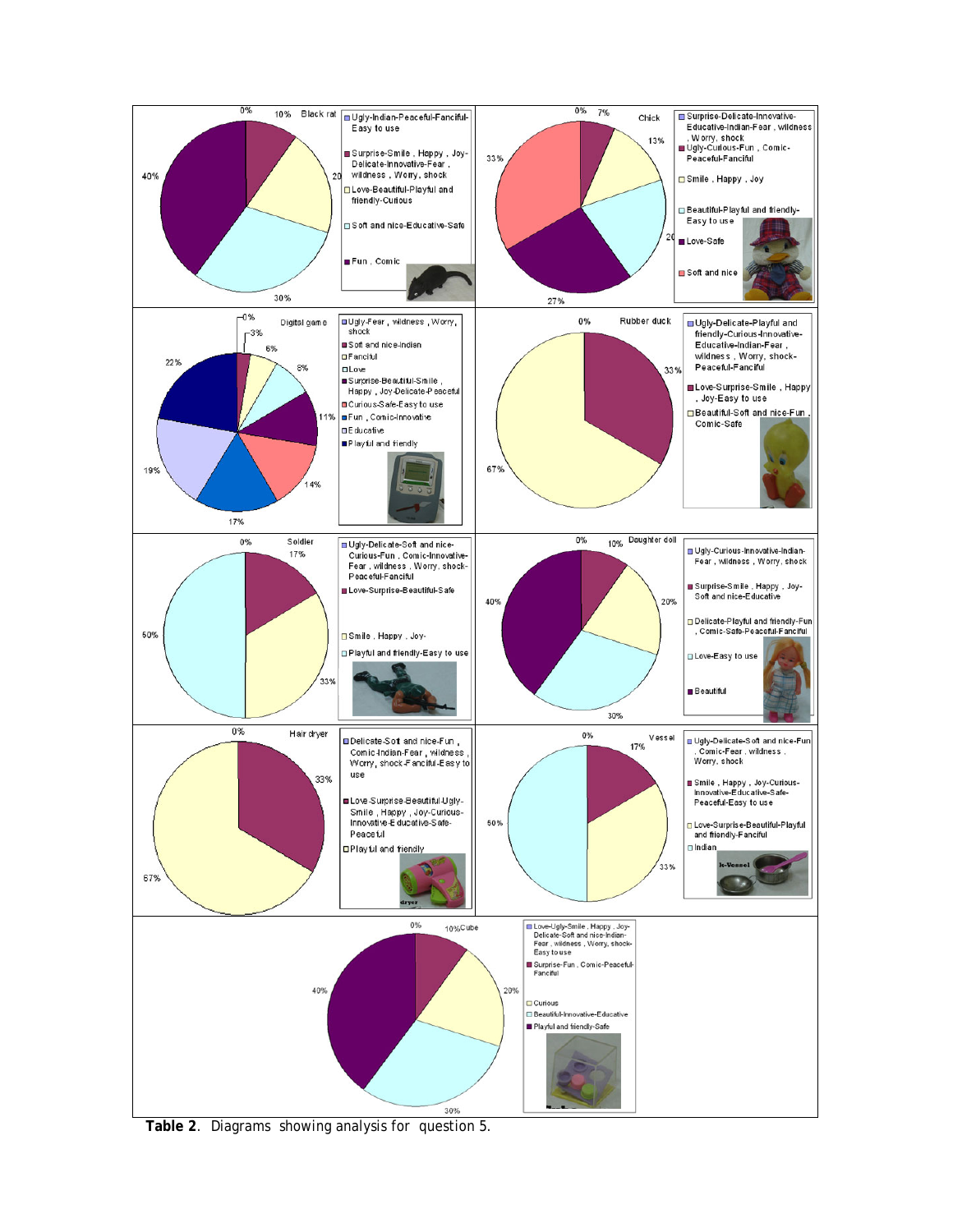**Black rat**

Percentages shown: 0%, 10%, 20, 30%, 40%

- Ugly-Indian-Peaceful-Fanciful-Easy to use
- Surprise-Smile , Happy , Joy-Delicate-Innovative-Fear , wildness , Worry, shock
- Love-Beautiful-Playful and friendly-Curious
- Soft and nice-Educative-Safe
- Fun , Comic

**Chick**

Percentages shown: 0%, 7%, 13%, 20, 27%, 33%

- Surprise-Delicate-Innovative-Educative-Indian-Fear , wildness , Worry, shock
- Ugly-Curious-Fun , Comic-Peaceful-Fanciful
- Smile , Happy , Joy
- Beautiful-Playful and friendly-Easy to use
- Love-Safe
- Soft and nice

**Digital game**

Percentages shown: 0%, 3%, 6%, 8%, 11%, 14%, 17%, 19%, 22%

- Ugly-Fear , wildness , Worry, shock
- Soft and nice-Indian
- Fanciful
- Love
- Surprise-Beautiful-Smile , Happy , Joy-Delicate-Peaceful
- Curious-Safe-Easy to use
- Fun , Comic-Innovative
- Educative
- Playful and friendly

**Rubber duck**

Percentages shown: 0%, 33%, 67%

- Ugly-Delicate-Playful and friendly-Curious-Innovative-Educative-Indian-Fear , wildness , Worry, shock-Peaceful-Fanciful
- Love-Surprise-Smile , Happy , Joy-Easy to use
- Beautiful-Soft and nice-Fun , Comic-Safe

**Soldier**

Percentages shown: 0%, 17%, 33%, 50%

- Ugly-Delicate-Soft and nice-Curious-Fun , Comic-Innovative-Fear , wildness , Worry, shock-Peaceful-Fanciful
- Love-Surprise-Beautiful-Safe
- Smile , Happy , Joy-
- Playful and friendly-Easy to use

**Daughter doll**

Percentages shown: 0%, 10%, 20%, 30%, 40%

- Ugly-Curious-Innovative-Indian-Fear , wildness , Worry, shock
- Surprise-Smile , Happy , Joy-Soft and nice-Educative
- Delicate-Playful and friendly-Fun , Comic-Safe-Peaceful-Fanciful
- Love-Easy to use
- Beautiful

**Hair dryer**

Percentages shown: 0%, 33%, 67%

- Delicate-Soft and nice-Fun , Comic-Indian-Fear , wildness , Worry, shock-Fanciful-Easy to use
- Love-Surprise-Beautiful-Ugly-Smile , Happy , Joy-Curious-Innovative-Educative-Safe-Peaceful
- Playful and friendly

**Vessel**

Percentages shown: 0%, 17%, 33%, 50%

- Ugly-Delicate-Soft and nice-Fun , Comic-Fear , wildness , Worry, shock
- Smile , Happy , Joy-Curious-Innovative-Educative-Safe-Peaceful-Easy to use
- Love-Surprise-Beautiful-Playful and friendly-Fanciful
- Indian

**Cube**

Percentages shown: 0%, 10%, 20%, 30%, 40%

- Love-Ugly-Smile , Happy , Joy-Delicate-Soft and nice-Indian-Fear , wildness , Worry, shock-Easy to use
- Surprise-Fun , Comic-Peaceful-Fanciful
- Curious
- Beautiful-Innovative-Educative
- Playful and friendly-Safe

**Table 2**. Diagrams showing analysis for question 5.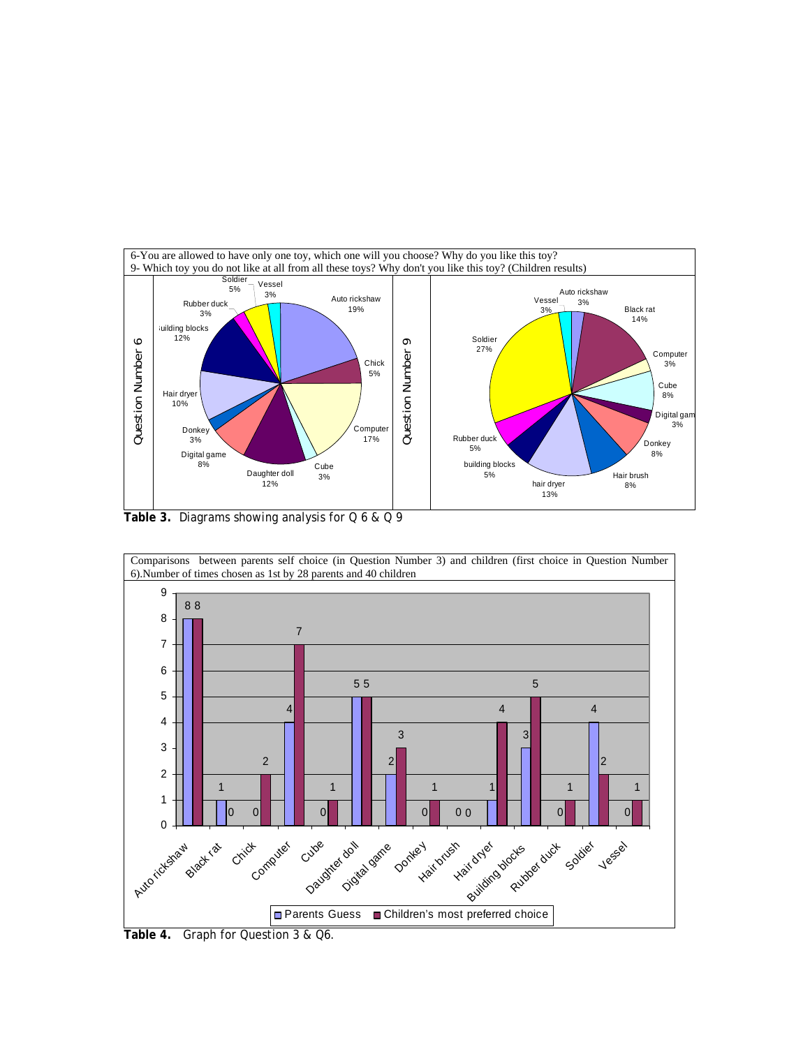6-You are allowed to have only one toy, which one will you choose? Why do you like this toy?
9- Which toy you do not like at all from all these toys? Why don't you like this toy? (Children results)

| Question Number 6 | | Question Number 9 | |
|---|---|---|---|
| Auto rickshaw | 19% | Auto rickshaw | 3% |
| Chick | 5% | Black rat | 14% |
| Computer | 17% | Computer | 3% |
| Cube | 3% | Cube | 8% |
| Daughter doll | 12% | Digital game | 3% |
| Digital game | 8% | Donkey | 8% |
| Donkey | 3% | Hair brush | 8% |
| Hair dryer | 10% | hair dryer | 13% |
| Building blocks | 12% | building blocks | 5% |
| Rubber duck | 3% | Rubber duck | 5% |
| Soldier | 5% | Soldier | 27% |
| Vessel | 3% | Vessel | 3% |

**Table 3.** Diagrams showing analysis for Q 6 & Q 9

Comparisons between parents self choice (in Question Number 3) and children (first choice in Question Number 6).Number of times chosen as 1st by 28 parents and 40 children

| Toy | Parents Guess | Children's most preferred choice |
|---|---|---|
| Auto rickshaw | 8 | 8 |
| Black rat | 1 | 0 |
| Chick | 0 | 2 |
| Computer | 4 | 7 |
| Cube | 0 | 1 |
| Daughter doll | 5 | 5 |
| Digital game | 2 | 3 |
| Donkey | 0 | 1 |
| Hair brush | 0 | 0 |
| Hair dryer | 1 | 4 |
| Building blocks | 3 | 5 |
| Rubber duck | 0 | 1 |
| Soldier | 4 | 2 |
| Vessel | 0 | 1 |

**Table 4.** Graph for Question 3 & Q6.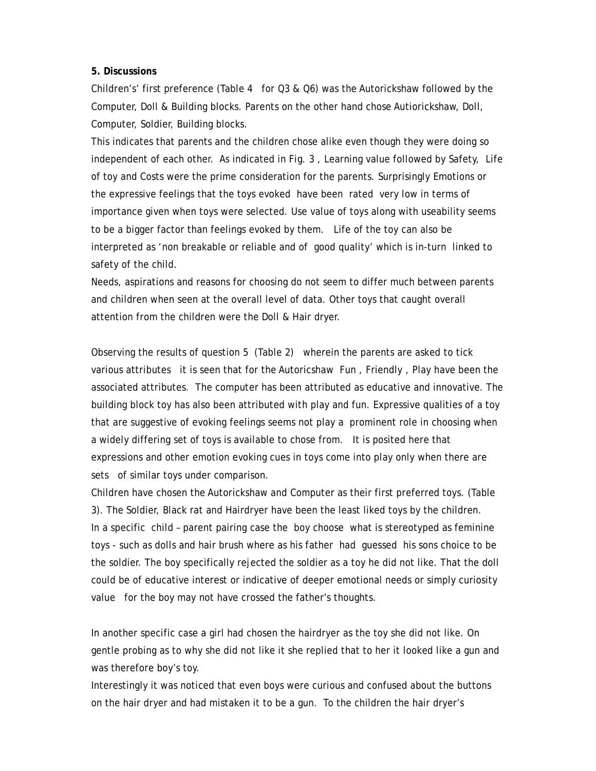**5. Discussions**

Children's' first preference (Table 4 for Q3 & Q6) was the Autorickshaw followed by the Computer, Doll & Building blocks. Parents on the other hand chose Autiorickshaw, Doll, Computer, Soldier, Building blocks.

This indicates that parents and the children chose alike even though they were doing so independent of each other. As indicated in Fig. 3 , Learning value followed by Safety, Life of toy and Costs were the prime consideration for the parents. Surprisingly Emotions or the expressive feelings that the toys evoked have been rated very low in terms of importance given when toys were selected. Use value of toys along with useability seems to be a bigger factor than feelings evoked by them. Life of the toy can also be interpreted as 'non breakable or reliable and of good quality' which is in-turn linked to safety of the child.

Needs, aspirations and reasons for choosing do not seem to differ much between parents and children when seen at the overall level of data. Other toys that caught overall attention from the children were the Doll & Hair dryer.

Observing the results of question 5 (Table 2) wherein the parents are asked to tick various attributes it is seen that for the Autoricshaw Fun , Friendly , Play have been the associated attributes. The computer has been attributed as educative and innovative. The building block toy has also been attributed with play and fun. Expressive qualities of a toy that are suggestive of evoking feelings seems not play a prominent role in choosing when a widely differing set of toys is available to chose from. It is posited here that expressions and other emotion evoking cues in toys come into play only when there are sets of similar toys under comparison.

Children have chosen the Autorickshaw and Computer as their first preferred toys. (Table 3). The Soldier, Black rat and Hairdryer have been the least liked toys by the children. In a specific child – parent pairing case the boy choose what is stereotyped as feminine toys - such as dolls and hair brush where as his father had guessed his sons choice to be the soldier. The boy specifically rejected the soldier as a toy he did not like. That the doll could be of educative interest or indicative of deeper emotional needs or simply curiosity value for the boy may not have crossed the father's thoughts.

In another specific case a girl had chosen the hairdryer as the toy she did not like. On gentle probing as to why she did not like it she replied that to her it looked like a gun and was therefore boy's toy.

Interestingly it was noticed that even boys were curious and confused about the buttons on the hair dryer and had mistaken it to be a gun. To the children the hair dryer's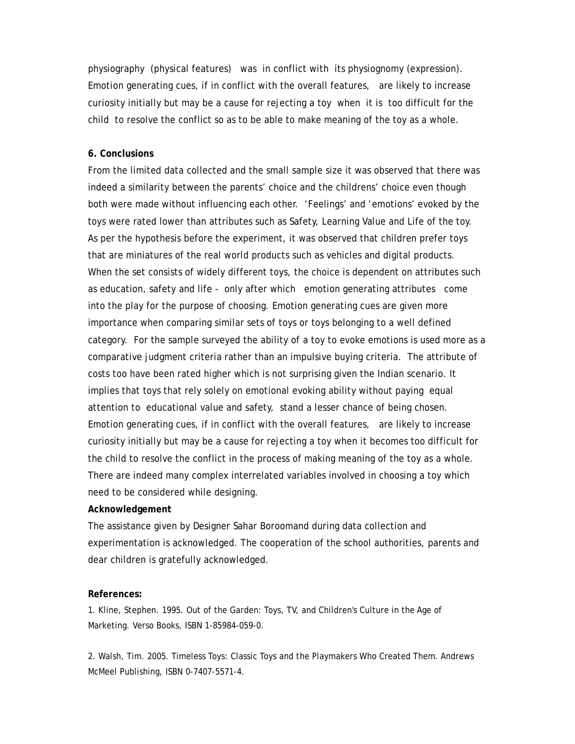physiography (physical features) was in conflict with its physiognomy (expression). Emotion generating cues, if in conflict with the overall features, are likely to increase curiosity initially but may be a cause for rejecting a toy when it is too difficult for the child to resolve the conflict so as to be able to make meaning of the toy as a whole.

## 6. Conclusions

From the limited data collected and the small sample size it was observed that there was indeed a similarity between the parents' choice and the childrens' choice even though both were made without influencing each other. 'Feelings' and 'emotions' evoked by the toys were rated lower than attributes such as Safety, Learning Value and Life of the toy. As per the hypothesis before the experiment, it was observed that children prefer toys that are miniatures of the real world products such as vehicles and digital products. When the set consists of widely different toys, the choice is dependent on attributes such as education, safety and life - only after which emotion generating attributes come into the play for the purpose of choosing. Emotion generating cues are given more importance when comparing similar sets of toys or toys belonging to a well defined category. For the sample surveyed the ability of a toy to evoke emotions is used more as a comparative judgment criteria rather than an impulsive buying criteria. The attribute of costs too have been rated higher which is not surprising given the Indian scenario. It implies that toys that rely solely on emotional evoking ability without paying equal attention to educational value and safety, stand a lesser chance of being chosen. Emotion generating cues, if in conflict with the overall features, are likely to increase curiosity initially but may be a cause for rejecting a toy when it becomes too difficult for the child to resolve the conflict in the process of making meaning of the toy as a whole. There are indeed many complex interrelated variables involved in choosing a toy which need to be considered while designing.

**Acknowledgement**

The assistance given by Designer Sahar Boroomand during data collection and experimentation is acknowledged. The cooperation of the school authorities, parents and dear children is gratefully acknowledged.

**References:**

1. Kline, Stephen. 1995. Out of the Garden: Toys, TV, and Children's Culture in the Age of Marketing. Verso Books, ISBN 1-85984-059-0.

2. Walsh, Tim. 2005. Timeless Toys: Classic Toys and the Playmakers Who Created Them. Andrews McMeel Publishing, ISBN 0-7407-5571-4.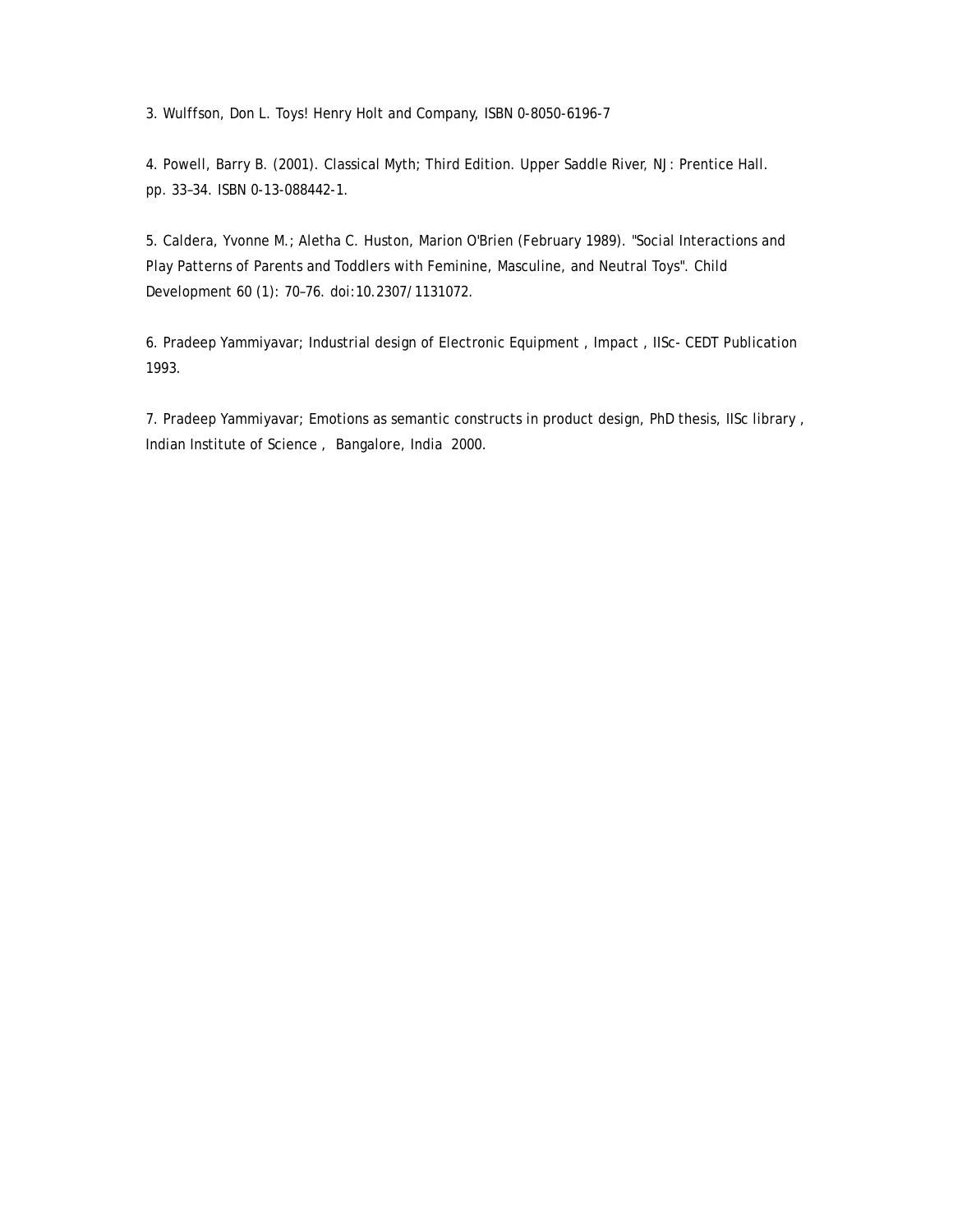3. Wulffson, Don L. Toys! Henry Holt and Company, ISBN 0-8050-6196-7

4. Powell, Barry B. (2001). Classical Myth; Third Edition. Upper Saddle River, NJ: Prentice Hall. pp. 33–34. ISBN 0-13-088442-1.

5. Caldera, Yvonne M.; Aletha C. Huston, Marion O'Brien (February 1989). "Social Interactions and Play Patterns of Parents and Toddlers with Feminine, Masculine, and Neutral Toys". Child Development 60 (1): 70–76. doi:10.2307/1131072.

6. Pradeep Yammiyavar; Industrial design of Electronic Equipment , Impact , IISc- CEDT Publication 1993.

7. Pradeep Yammiyavar; Emotions as semantic constructs in product design, PhD thesis, IISc library , Indian Institute of Science , Bangalore, India 2000.